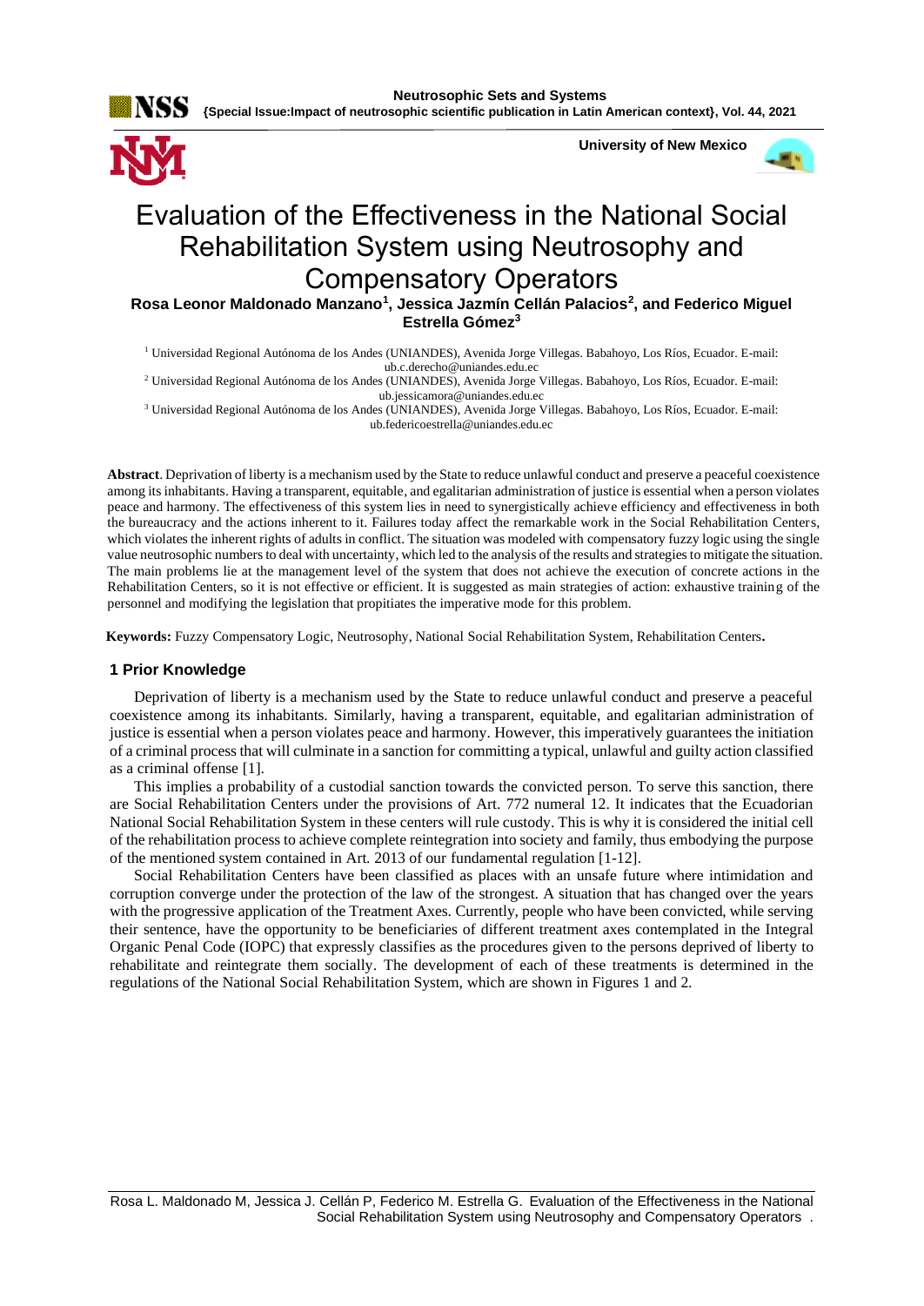# Evaluation of the Effectiveness in the National Social Rehabilitation System using Neutrosophy and Compensatory Operators

**Rosa Leonor Maldonado Manzano[1], Jessica Jazmín Cellán Palacios[2], and Federico Miguel Estrella Gómez[3]**

[1] Universidad Regional Autónoma de los Andes (UNIANDES), Avenida Jorge Villegas. Babahoyo, Los Ríos, Ecuador. E-mail: ub.c.derecho@uniandes.edu.ec

[2] Universidad Regional Autónoma de los Andes (UNIANDES), Avenida Jorge Villegas. Babahoyo, Los Ríos, Ecuador. E-mail: ub.jessicamora@uniandes.edu.ec

[3] Universidad Regional Autónoma de los Andes (UNIANDES), Avenida Jorge Villegas. Babahoyo, Los Ríos, Ecuador. E-mail: ub.federicoestrella@uniandes.edu.ec

**Abstract**. Deprivation of liberty is a mechanism used by the State to reduce unlawful conduct and preserve a peaceful coexistence among its inhabitants. Having a transparent, equitable, and egalitarian administration of justice is essential when a person violates peace and harmony. The effectiveness of this system lies in need to synergistically achieve efficiency and effectiveness in both the bureaucracy and the actions inherent to it. Failures today affect the remarkable work in the Social Rehabilitation Centers, which violates the inherent rights of adults in conflict. The situation was modeled with compensatory fuzzy logic using the single value neutrosophic numbers to deal with uncertainty, which led to the analysis of the results and strategies to mitigate the situation. The main problems lie at the management level of the system that does not achieve the execution of concrete actions in the Rehabilitation Centers, so it is not effective or efficient. It is suggested as main strategies of action: exhaustive training of the personnel and modifying the legislation that propitiates the imperative mode for this problem.

**Keywords:** Fuzzy Compensatory Logic, Neutrosophy, National Social Rehabilitation System, Rehabilitation Centers**.**

## 1 Prior Knowledge

Deprivation of liberty is a mechanism used by the State to reduce unlawful conduct and preserve a peaceful coexistence among its inhabitants. Similarly, having a transparent, equitable, and egalitarian administration of justice is essential when a person violates peace and harmony. However, this imperatively guarantees the initiation of a criminal process that will culminate in a sanction for committing a typical, unlawful and guilty action classified as a criminal offense [1].

This implies a probability of a custodial sanction towards the convicted person. To serve this sanction, there are Social Rehabilitation Centers under the provisions of Art. 772 numeral 12. It indicates that the Ecuadorian National Social Rehabilitation System in these centers will rule custody. This is why it is considered the initial cell of the rehabilitation process to achieve complete reintegration into society and family, thus embodying the purpose of the mentioned system contained in Art. 2013 of our fundamental regulation [1-12].

Social Rehabilitation Centers have been classified as places with an unsafe future where intimidation and corruption converge under the protection of the law of the strongest. A situation that has changed over the years with the progressive application of the Treatment Axes. Currently, people who have been convicted, while serving their sentence, have the opportunity to be beneficiaries of different treatment axes contemplated in the Integral Organic Penal Code (IOPC) that expressly classifies as the procedures given to the persons deprived of liberty to rehabilitate and reintegrate them socially. The development of each of these treatments is determined in the regulations of the National Social Rehabilitation System, which are shown in Figures 1 and 2.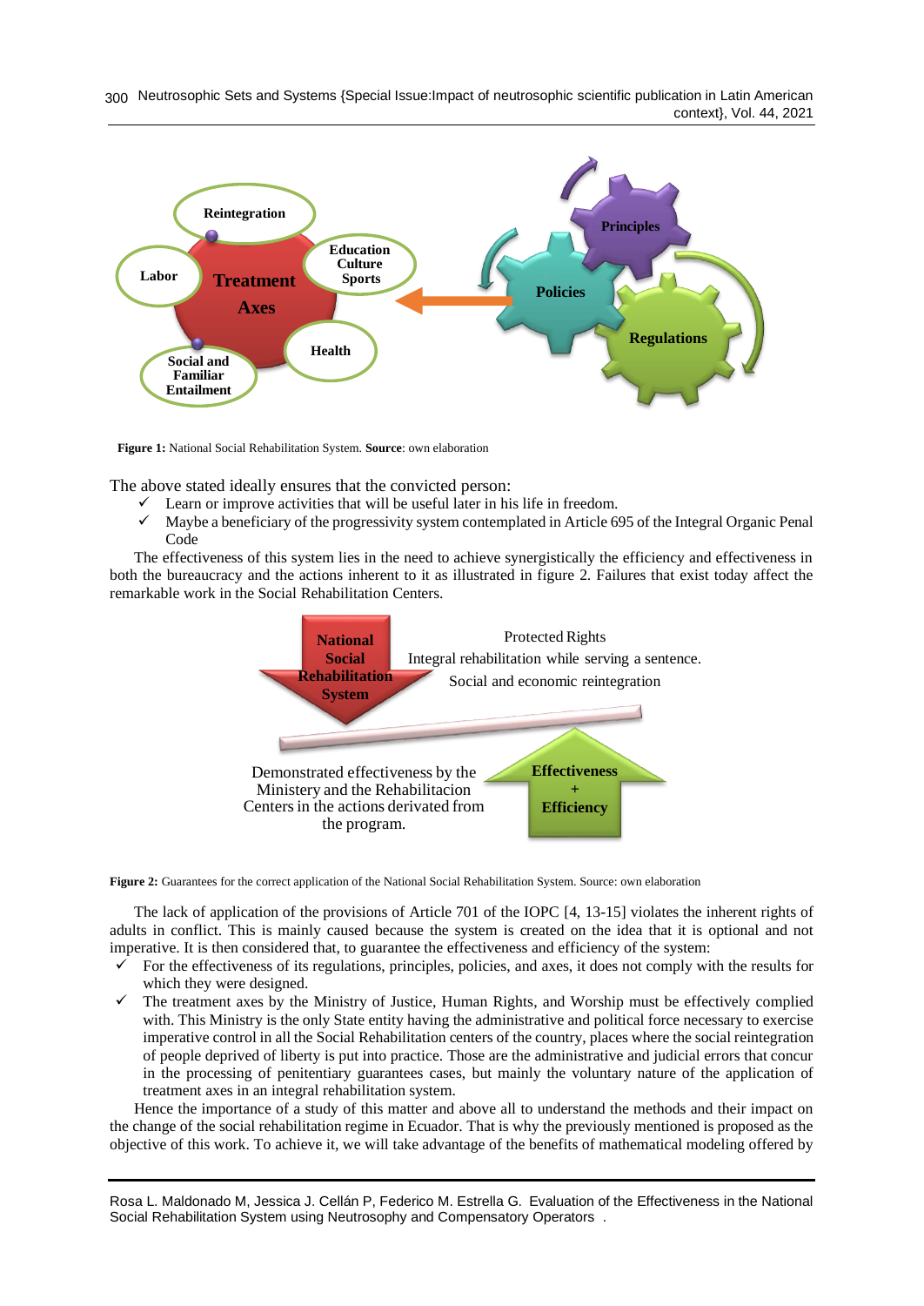**Figure 1:** National Social Rehabilitation System. **Source**: own elaboration

The above stated ideally ensures that the convicted person:

- ✓ Learn or improve activities that will be useful later in his life in freedom.
- ✓ Maybe a beneficiary of the progressivity system contemplated in Article 695 of the Integral Organic Penal Code

The effectiveness of this system lies in the need to achieve synergistically the efficiency and effectiveness in both the bureaucracy and the actions inherent to it as illustrated in figure 2. Failures that exist today affect the remarkable work in the Social Rehabilitation Centers.

**Figure 2:** Guarantees for the correct application of the National Social Rehabilitation System. Source: own elaboration

The lack of application of the provisions of Article 701 of the IOPC [4, 13-15] violates the inherent rights of adults in conflict. This is mainly caused because the system is created on the idea that it is optional and not imperative. It is then considered that, to guarantee the effectiveness and efficiency of the system:

- ✓ For the effectiveness of its regulations, principles, policies, and axes, it does not comply with the results for which they were designed.
- ✓ The treatment axes by the Ministry of Justice, Human Rights, and Worship must be effectively complied with. This Ministry is the only State entity having the administrative and political force necessary to exercise imperative control in all the Social Rehabilitation centers of the country, places where the social reintegration of people deprived of liberty is put into practice. Those are the administrative and judicial errors that concur in the processing of penitentiary guarantees cases, but mainly the voluntary nature of the application of treatment axes in an integral rehabilitation system.

Hence the importance of a study of this matter and above all to understand the methods and their impact on the change of the social rehabilitation regime in Ecuador. That is why the previously mentioned is proposed as the objective of this work. To achieve it, we will take advantage of the benefits of mathematical modeling offered by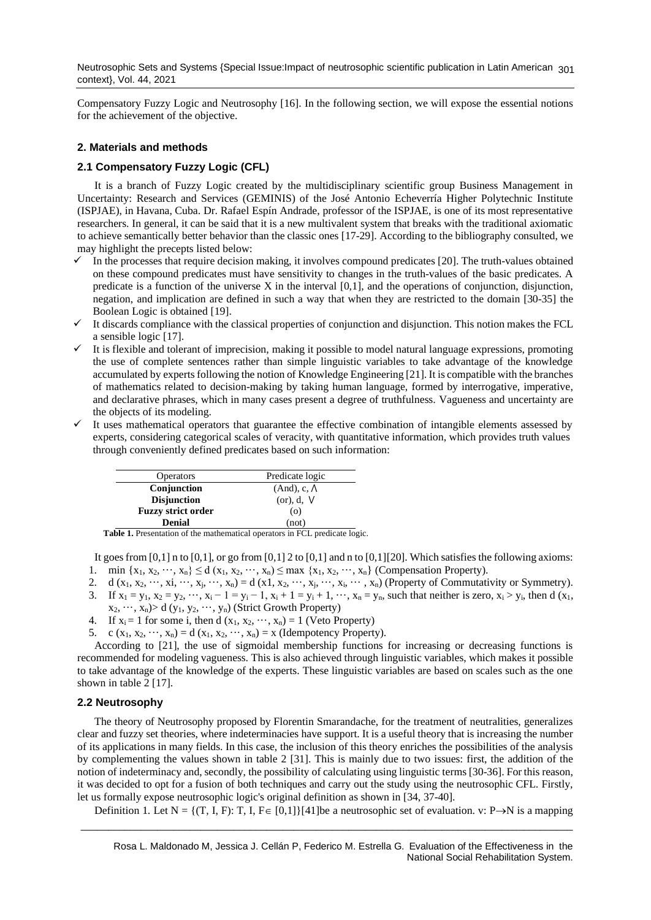Compensatory Fuzzy Logic and Neutrosophy [16]. In the following section, we will expose the essential notions for the achievement of the objective.

## 2. Materials and methods

### 2.1 Compensatory Fuzzy Logic (CFL)

It is a branch of Fuzzy Logic created by the multidisciplinary scientific group Business Management in Uncertainty: Research and Services (GEMINIS) of the José Antonio Echeverría Higher Polytechnic Institute (ISPJAE), in Havana, Cuba. Dr. Rafael Espín Andrade, professor of the ISPJAE, is one of its most representative researchers. In general, it can be said that it is a new multivalent system that breaks with the traditional axiomatic to achieve semantically better behavior than the classic ones [17-29]. According to the bibliography consulted, we may highlight the precepts listed below:

- ✓ In the processes that require decision making, it involves compound predicates [20]. The truth-values obtained on these compound predicates must have sensitivity to changes in the truth-values of the basic predicates. A predicate is a function of the universe X in the interval [0,1], and the operations of conjunction, disjunction, negation, and implication are defined in such a way that when they are restricted to the domain [30-35] the Boolean Logic is obtained [19].
- ✓ It discards compliance with the classical properties of conjunction and disjunction. This notion makes the FCL a sensible logic [17].
- ✓ It is flexible and tolerant of imprecision, making it possible to model natural language expressions, promoting the use of complete sentences rather than simple linguistic variables to take advantage of the knowledge accumulated by experts following the notion of Knowledge Engineering [21]. It is compatible with the branches of mathematics related to decision-making by taking human language, formed by interrogative, imperative, and declarative phrases, which in many cases present a degree of truthfulness. Vagueness and uncertainty are the objects of its modeling.
- ✓ It uses mathematical operators that guarantee the effective combination of intangible elements assessed by experts, considering categorical scales of veracity, with quantitative information, which provides truth values through conveniently defined predicates based on such information:

| Operators | Predicate logic |
|---|---|
| **Conjunction** | (And), c, $\wedge$ |
| **Disjunction** | (or), d, $\vee$ |
| **Fuzzy strict order** | (o) |
| **Denial** | (not) |

**Table 1.** Presentation of the mathematical operators in FCL predicate logic.

It goes from $[0,1]$ n to $[0,1]$, or go from $[0,1]$ 2 to $[0,1]$ and n to $[0,1]$[20]. Which satisfies the following axioms:

1. $\min\{x_1, x_2, \cdots, x_n\} \leq d(x_1, x_2, \cdots, x_n) \leq \max\{x_1, x_2, \cdots, x_n\}$ (Compensation Property).
2. $d(x_1, x_2, \cdots, x_i, \cdots, x_j, \cdots, x_n) = d(x_1, x_2, \cdots, x_j, \cdots, x_i, \cdots, x_n)$ (Property of Commutativity or Symmetry).
3. If $x_1 = y_1, x_2 = y_2, \cdots, x_i - 1 = y_i - 1, x_i + 1 = y_i + 1, \cdots, x_n = y_n$, such that neither is zero, $x_i > y_i$, then $d(x_1, x_2, \cdots, x_n) > d(y_1, y_2, \cdots, y_n)$ (Strict Growth Property)
4. If $x_i = 1$ for some i, then $d(x_1, x_2, \cdots, x_n) = 1$ (Veto Property)
5. $c(x_1, x_2, \cdots, x_n) = d(x_1, x_2, \cdots, x_n) = x$ (Idempotency Property).

According to [21], the use of sigmoidal membership functions for increasing or decreasing functions is recommended for modeling vagueness. This is also achieved through linguistic variables, which makes it possible to take advantage of the knowledge of the experts. These linguistic variables are based on scales such as the one shown in table 2 [17].

### 2.2 Neutrosophy

The theory of Neutrosophy proposed by Florentin Smarandache, for the treatment of neutralities, generalizes clear and fuzzy set theories, where indeterminacies have support. It is a useful theory that is increasing the number of its applications in many fields. In this case, the inclusion of this theory enriches the possibilities of the analysis by complementing the values shown in table 2 [31]. This is mainly due to two issues: first, the addition of the notion of indeterminacy and, secondly, the possibility of calculating using linguistic terms [30-36]. For this reason, it was decided to opt for a fusion of both techniques and carry out the study using the neutrosophic CFL. Firstly, let us formally expose neutrosophic logic's original definition as shown in [34, 37-40].

Definition 1. Let $N = \{(T, I, F): T, I, F \in [0,1]\}$[41]be a neutrosophic set of evaluation. $v: P \rightarrow N$ is a mapping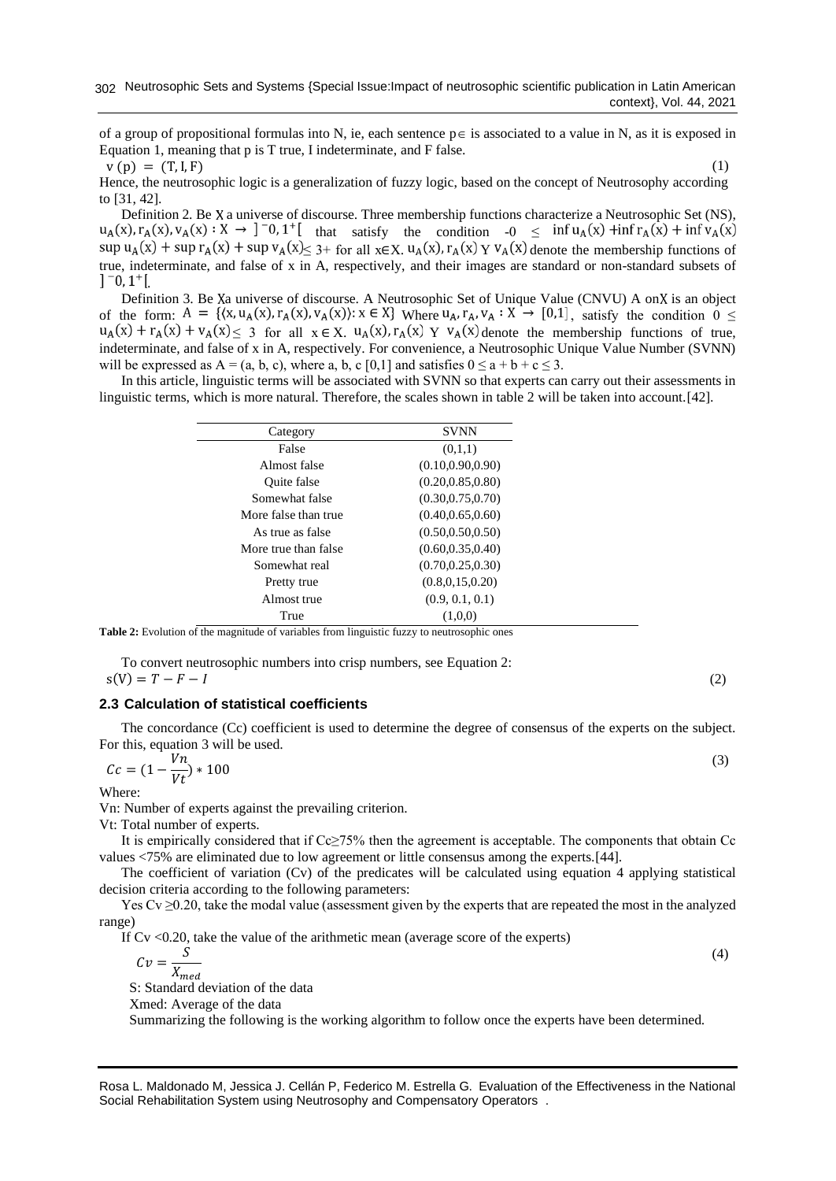of a group of propositional formulas into N, ie, each sentence p∈ is associated to a value in N, as it is exposed in Equation 1, meaning that p is T true, I indeterminate, and F false.

$$v(p) = (T, I, F) \tag{1}$$

Hence, the neutrosophic logic is a generalization of fuzzy logic, based on the concept of Neutrosophy according to [31, 42].

Definition 2. Be X a universe of discourse. Three membership functions characterize a Neutrosophic Set (NS), $u_A(x), r_A(x), v_A(x) : X \rightarrow ]^{-}0, 1^{+}[$ that satisfy the condition $-0 \leq \inf u_A(x) + \inf r_A(x) + \inf v_A(x)$ $\sup u_A(x) + \sup r_A(x) + \sup v_A(x) \leq 3+$ for all $x \in X$. $u_A(x), r_A(x)$ Y $v_A(x)$ denote the membership functions of true, indeterminate, and false of x in A, respectively, and their images are standard or non-standard subsets of $]^{-}0, 1^{+}[$.

Definition 3. Be Xa universe of discourse. A Neutrosophic Set of Unique Value (CNVU) A onX is an object of the form: $A = \{\langle x, u_A(x), r_A(x), v_A(x)\rangle : x \in X\}$ Where $u_A, r_A, v_A : X \rightarrow [0,1]$, satisfy the condition $0 \leq u_A(x) + r_A(x) + v_A(x) \leq 3$ for all $x \in X$. $u_A(x), r_A(x)$ Y $v_A(x)$ denote the membership functions of true, indeterminate, and false of x in A, respectively. For convenience, a Neutrosophic Unique Value Number (SVNN) will be expressed as A = (a, b, c), where a, b, c [0,1] and satisfies $0 \leq a + b + c \leq 3$.

In this article, linguistic terms will be associated with SVNN so that experts can carry out their assessments in linguistic terms, which is more natural. Therefore, the scales shown in table 2 will be taken into account.[42].

| Category | SVNN |
|---|---|
| False | (0,1,1) |
| Almost false | (0.10,0.90,0.90) |
| Quite false | (0.20,0.85,0.80) |
| Somewhat false | (0.30,0.75,0.70) |
| More false than true | (0.40,0.65,0.60) |
| As true as false | (0.50,0.50,0.50) |
| More true than false | (0.60,0.35,0.40) |
| Somewhat real | (0.70,0.25,0.30) |
| Pretty true | (0.8,0,15,0.20) |
| Almost true | (0.9, 0.1, 0.1) |
| True | (1,0,0) |

**Table 2:** Evolution of the magnitude of variables from linguistic fuzzy to neutrosophic ones

To convert neutrosophic numbers into crisp numbers, see Equation 2:

$$s(V) = T - F - I \tag{2}$$

### 2.3 Calculation of statistical coefficients

The concordance (Cc) coefficient is used to determine the degree of consensus of the experts on the subject. For this, equation 3 will be used.

$$Cc = (1 - \frac{Vn}{Vt}) * 100 \tag{3}$$

Where:

Vn: Number of experts against the prevailing criterion.

Vt: Total number of experts.

It is empirically considered that if Cc≥75% then the agreement is acceptable. The components that obtain Cc values <75% are eliminated due to low agreement or little consensus among the experts.[44].

The coefficient of variation (Cv) of the predicates will be calculated using equation 4 applying statistical decision criteria according to the following parameters:

Yes Cv ≥0.20, take the modal value (assessment given by the experts that are repeated the most in the analyzed range)

If Cv <0.20, take the value of the arithmetic mean (average score of the experts)

$$Cv = \frac{S}{X_{med}} \tag{4}$$

S: Standard deviation of the data

Xmed: Average of the data

Summarizing the following is the working algorithm to follow once the experts have been determined.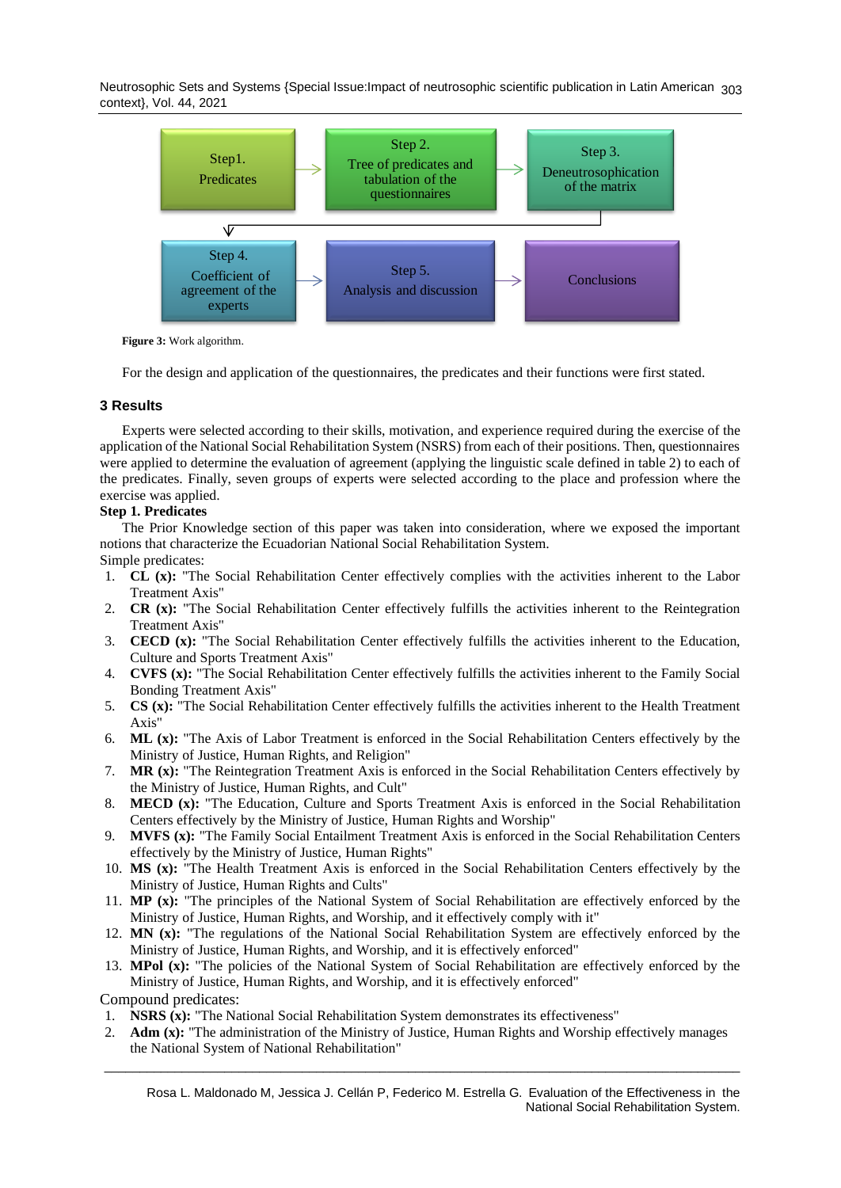Step1.
Predicates

Step 2.
Tree of predicates and tabulation of the questionnaires

Step 3.
Deneutrosophication of the matrix

Step 4.
Coefficient of agreement of the experts

Step 5.
Analysis and discussion

Conclusions

**Figure 3:** Work algorithm.

For the design and application of the questionnaires, the predicates and their functions were first stated.

## 3 Results

Experts were selected according to their skills, motivation, and experience required during the exercise of the application of the National Social Rehabilitation System (NSRS) from each of their positions. Then, questionnaires were applied to determine the evaluation of agreement (applying the linguistic scale defined in table 2) to each of the predicates. Finally, seven groups of experts were selected according to the place and profession where the exercise was applied.

**Step 1. Predicates**

The Prior Knowledge section of this paper was taken into consideration, where we exposed the important notions that characterize the Ecuadorian National Social Rehabilitation System.

Simple predicates:

1. **CL (x):** "The Social Rehabilitation Center effectively complies with the activities inherent to the Labor Treatment Axis"
2. **CR (x):** "The Social Rehabilitation Center effectively fulfills the activities inherent to the Reintegration Treatment Axis"
3. **CECD (x):** "The Social Rehabilitation Center effectively fulfills the activities inherent to the Education, Culture and Sports Treatment Axis"
4. **CVFS (x):** "The Social Rehabilitation Center effectively fulfills the activities inherent to the Family Social Bonding Treatment Axis"
5. **CS (x):** "The Social Rehabilitation Center effectively fulfills the activities inherent to the Health Treatment Axis"
6. **ML (x):** "The Axis of Labor Treatment is enforced in the Social Rehabilitation Centers effectively by the Ministry of Justice, Human Rights, and Religion"
7. **MR (x):** "The Reintegration Treatment Axis is enforced in the Social Rehabilitation Centers effectively by the Ministry of Justice, Human Rights, and Cult"
8. **MECD (x):** "The Education, Culture and Sports Treatment Axis is enforced in the Social Rehabilitation Centers effectively by the Ministry of Justice, Human Rights and Worship"
9. **MVFS (x):** "The Family Social Entailment Treatment Axis is enforced in the Social Rehabilitation Centers effectively by the Ministry of Justice, Human Rights"
10. **MS (x):** "The Health Treatment Axis is enforced in the Social Rehabilitation Centers effectively by the Ministry of Justice, Human Rights and Cults"
11. **MP (x):** "The principles of the National System of Social Rehabilitation are effectively enforced by the Ministry of Justice, Human Rights, and Worship, and it effectively comply with it"
12. **MN (x):** "The regulations of the National Social Rehabilitation System are effectively enforced by the Ministry of Justice, Human Rights, and Worship, and it is effectively enforced"
13. **MPol (x):** "The policies of the National System of Social Rehabilitation are effectively enforced by the Ministry of Justice, Human Rights, and Worship, and it is effectively enforced"

Compound predicates:

1. **NSRS (x):** "The National Social Rehabilitation System demonstrates its effectiveness"
2. **Adm (x):** "The administration of the Ministry of Justice, Human Rights and Worship effectively manages the National System of National Rehabilitation"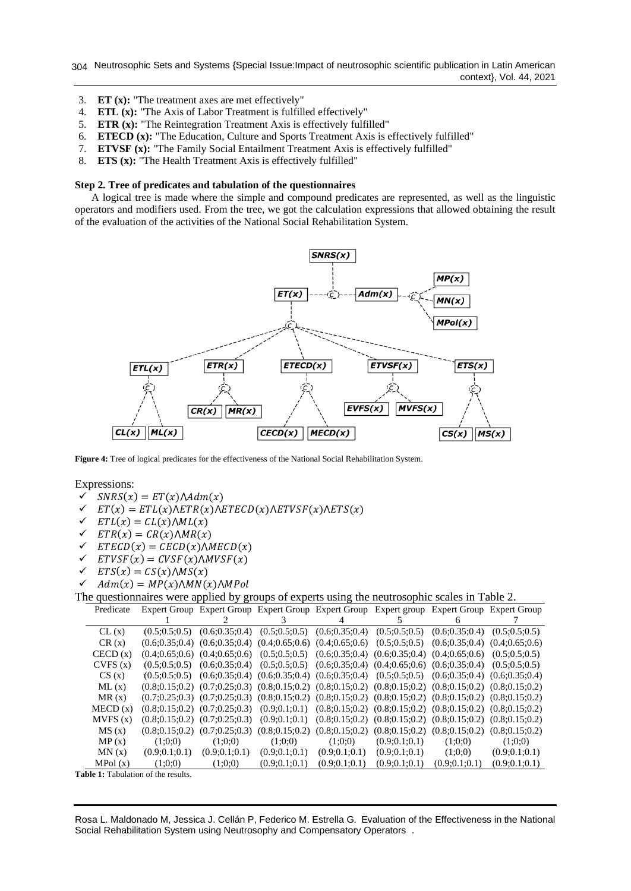3. **ET (x):** "The treatment axes are met effectively"
4. **ETL (x):** "The Axis of Labor Treatment is fulfilled effectively"
5. **ETR (x):** "The Reintegration Treatment Axis is effectively fulfilled"
6. **ETECD (x):** "The Education, Culture and Sports Treatment Axis is effectively fulfilled"
7. **ETVSF (x):** "The Family Social Entailment Treatment Axis is effectively fulfilled"
8. **ETS (x):** "The Health Treatment Axis is effectively fulfilled"

**Step 2. Tree of predicates and tabulation of the questionnaires**

A logical tree is made where the simple and compound predicates are represented, as well as the linguistic operators and modifiers used. From the tree, we got the calculation expressions that allowed obtaining the result of the evaluation of the activities of the National Social Rehabilitation System.

**Figure 4:** Tree of logical predicates for the effectiveness of the National Social Rehabilitation System.

Expressions:

- ✓ $SNRS(x) = ET(x) \wedge Adm(x)$
- ✓ $ET(x) = ETL(x) \wedge ETR(x) \wedge ETECD(x) \wedge ETVSF(x) \wedge ETS(x)$
- ✓ $ETL(x) = CL(x) \wedge ML(x)$
- ✓ $ETR(x) = CR(x) \wedge MR(x)$
- ✓ $ETECD(x) = CECD(x) \wedge MECD(x)$
- ✓ $ETVSF(x) = CVSF(x) \wedge MVSF(x)$
- ✓ $ETS(x) = CS(x) \wedge MS(x)$
- ✓ $Adm(x) = MP(x) \wedge MN(x) \wedge MPol$

The questionnaires were applied by groups of experts using the neutrosophic scales in Table 2.

| Predicate | Expert Group 1 | Expert Group 2 | Expert Group 3 | Expert Group 4 | Expert group 5 | Expert Group 6 | Expert Group 7 |
|---|---|---|---|---|---|---|---|
| CL (x) | (0.5;0.5;0.5) | (0.6;0.35;0.4) | (0.5;0.5;0.5) | (0.6;0.35;0.4) | (0.5;0.5;0.5) | (0.6;0.35;0.4) | (0.5;0.5;0.5) |
| CR (x) | (0.6;0.35;0.4) | (0.6;0.35;0.4) | (0.4;0.65;0.6) | (0.4;0.65;0.6) | (0.5;0.5;0.5) | (0.6;0.35;0.4) | (0.4;0.65;0.6) |
| CECD (x) | (0.4;0.65;0.6) | (0.4;0.65;0.6) | (0.5;0.5;0.5) | (0.6;0.35;0.4) | (0.6;0.35;0.4) | (0.4;0.65;0.6) | (0.5;0.5;0.5) |
| CVFS (x) | (0.5;0.5;0.5) | (0.6;0.35;0.4) | (0.5;0.5;0.5) | (0.6;0.35;0.4) | (0.4;0.65;0.6) | (0.6;0.35;0.4) | (0.5;0.5;0.5) |
| CS (x) | (0.5;0.5;0.5) | (0.6;0.35;0.4) | (0.6;0.35;0.4) | (0.6;0.35;0.4) | (0.5;0.5;0.5) | (0.6;0.35;0.4) | (0.6;0.35;0.4) |
| ML (x) | (0.8;0.15;0.2) | (0.7;0.25;0.3) | (0.8;0.15;0.2) | (0.8;0.15;0.2) | (0.8;0.15;0.2) | (0.8;0.15;0.2) | (0.8;0.15;0.2) |
| MR (x) | (0.7;0.25;0.3) | (0.7;0.25;0.3) | (0.8;0.15;0.2) | (0.8;0.15;0.2) | (0.8;0.15;0.2) | (0.8;0.15;0.2) | (0.8;0.15;0.2) |
| MECD (x) | (0.8;0.15;0.2) | (0.7;0.25;0.3) | (0.9;0.1;0.1) | (0.8;0.15;0.2) | (0.8;0.15;0.2) | (0.8;0.15;0.2) | (0.8;0.15;0.2) |
| MVFS (x) | (0.8;0.15;0.2) | (0.7;0.25;0.3) | (0.9;0.1;0.1) | (0.8;0.15;0.2) | (0.8;0.15;0.2) | (0.8;0.15;0.2) | (0.8;0.15;0.2) |
| MS (x) | (0.8;0.15;0.2) | (0.7;0.25;0.3) | (0.8;0.15;0.2) | (0.8;0.15;0.2) | (0.8;0.15;0.2) | (0.8;0.15;0.2) | (0.8;0.15;0.2) |
| MP (x) | (1;0;0) | (1;0;0) | (1;0;0) | (1;0;0) | (0.9;0.1;0.1) | (1;0;0) | (1;0;0) |
| MN (x) | (0.9;0.1;0.1) | (0.9;0.1;0.1) | (0.9;0.1;0.1) | (0.9;0.1;0.1) | (0.9;0.1;0.1) | (1;0;0) | (0.9;0.1;0.1) |
| MPol (x) | (1;0;0) | (1;0;0) | (0.9;0.1;0.1) | (0.9;0.1;0.1) | (0.9;0.1;0.1) | (0.9;0.1;0.1) | (0.9;0.1;0.1) |

**Table 1:** Tabulation of the results.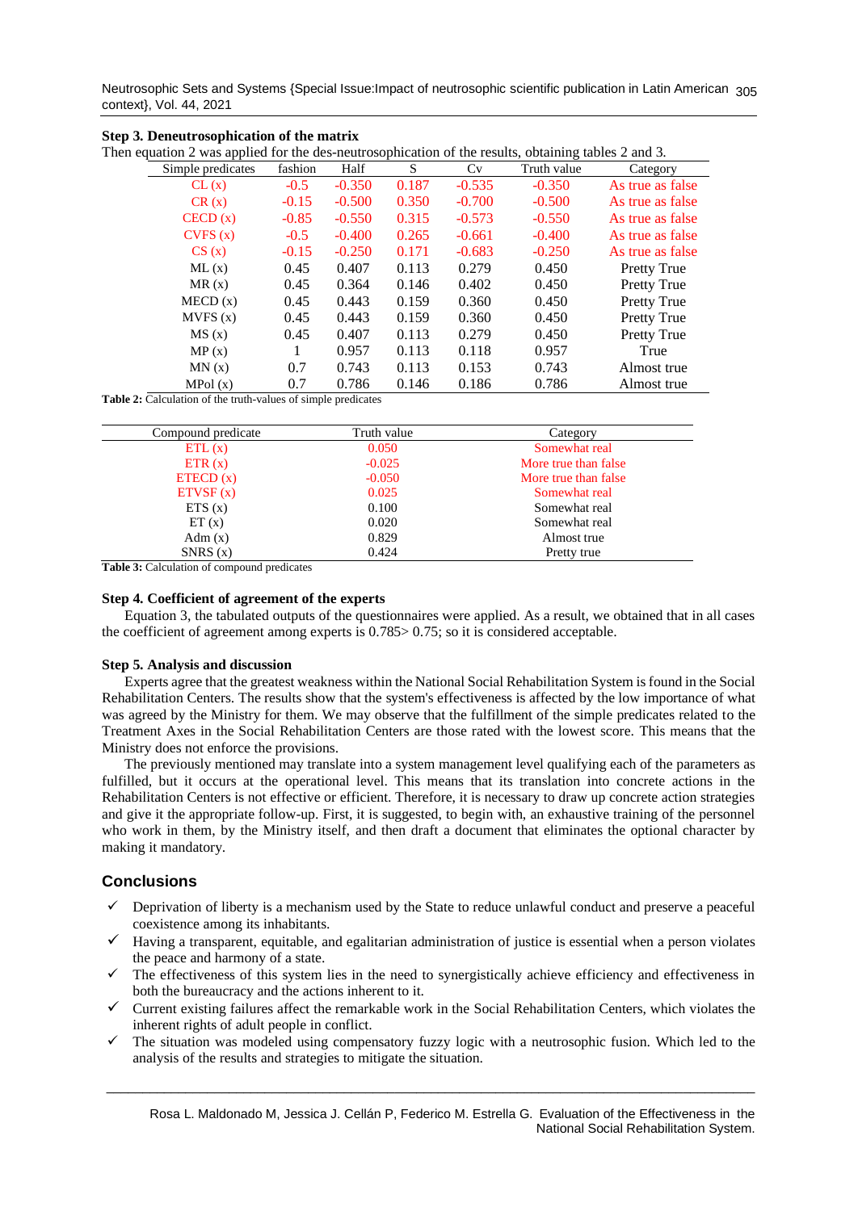**Step 3. Deneutrosophication of the matrix**

Then equation 2 was applied for the des-neutrosophication of the results, obtaining tables 2 and 3.

| Simple predicates | fashion | Half | S | Cv | Truth value | Category |
|---|---|---|---|---|---|---|
| CL (x) | -0.5 | -0.350 | 0.187 | -0.535 | -0.350 | As true as false |
| CR (x) | -0.15 | -0.500 | 0.350 | -0.700 | -0.500 | As true as false |
| CECD (x) | -0.85 | -0.550 | 0.315 | -0.573 | -0.550 | As true as false |
| CVFS (x) | -0.5 | -0.400 | 0.265 | -0.661 | -0.400 | As true as false |
| CS (x) | -0.15 | -0.250 | 0.171 | -0.683 | -0.250 | As true as false |
| ML (x) | 0.45 | 0.407 | 0.113 | 0.279 | 0.450 | Pretty True |
| MR (x) | 0.45 | 0.364 | 0.146 | 0.402 | 0.450 | Pretty True |
| MECD (x) | 0.45 | 0.443 | 0.159 | 0.360 | 0.450 | Pretty True |
| MVFS (x) | 0.45 | 0.443 | 0.159 | 0.360 | 0.450 | Pretty True |
| MS (x) | 0.45 | 0.407 | 0.113 | 0.279 | 0.450 | Pretty True |
| MP (x) | 1 | 0.957 | 0.113 | 0.118 | 0.957 | True |
| MN (x) | 0.7 | 0.743 | 0.113 | 0.153 | 0.743 | Almost true |
| MPol (x) | 0.7 | 0.786 | 0.146 | 0.186 | 0.786 | Almost true |

**Table 2:** Calculation of the truth-values of simple predicates

| Compound predicate | Truth value | Category |
|---|---|---|
| ETL (x) | 0.050 | Somewhat real |
| ETR (x) | -0.025 | More true than false |
| ETECD (x) | -0.050 | More true than false |
| ETVSF (x) | 0.025 | Somewhat real |
| ETS (x) | 0.100 | Somewhat real |
| ET (x) | 0.020 | Somewhat real |
| Adm (x) | 0.829 | Almost true |
| SNRS (x) | 0.424 | Pretty true |

**Table 3:** Calculation of compound predicates

**Step 4. Coefficient of agreement of the experts**

Equation 3, the tabulated outputs of the questionnaires were applied. As a result, we obtained that in all cases the coefficient of agreement among experts is 0.785> 0.75; so it is considered acceptable.

**Step 5. Analysis and discussion**

Experts agree that the greatest weakness within the National Social Rehabilitation System is found in the Social Rehabilitation Centers. The results show that the system's effectiveness is affected by the low importance of what was agreed by the Ministry for them. We may observe that the fulfillment of the simple predicates related to the Treatment Axes in the Social Rehabilitation Centers are those rated with the lowest score. This means that the Ministry does not enforce the provisions.

The previously mentioned may translate into a system management level qualifying each of the parameters as fulfilled, but it occurs at the operational level. This means that its translation into concrete actions in the Rehabilitation Centers is not effective or efficient. Therefore, it is necessary to draw up concrete action strategies and give it the appropriate follow-up. First, it is suggested, to begin with, an exhaustive training of the personnel who work in them, by the Ministry itself, and then draft a document that eliminates the optional character by making it mandatory.

## Conclusions

- ✓ Deprivation of liberty is a mechanism used by the State to reduce unlawful conduct and preserve a peaceful coexistence among its inhabitants.
- ✓ Having a transparent, equitable, and egalitarian administration of justice is essential when a person violates the peace and harmony of a state.
- ✓ The effectiveness of this system lies in the need to synergistically achieve efficiency and effectiveness in both the bureaucracy and the actions inherent to it.
- ✓ Current existing failures affect the remarkable work in the Social Rehabilitation Centers, which violates the inherent rights of adult people in conflict.
- ✓ The situation was modeled using compensatory fuzzy logic with a neutrosophic fusion. Which led to the analysis of the results and strategies to mitigate the situation.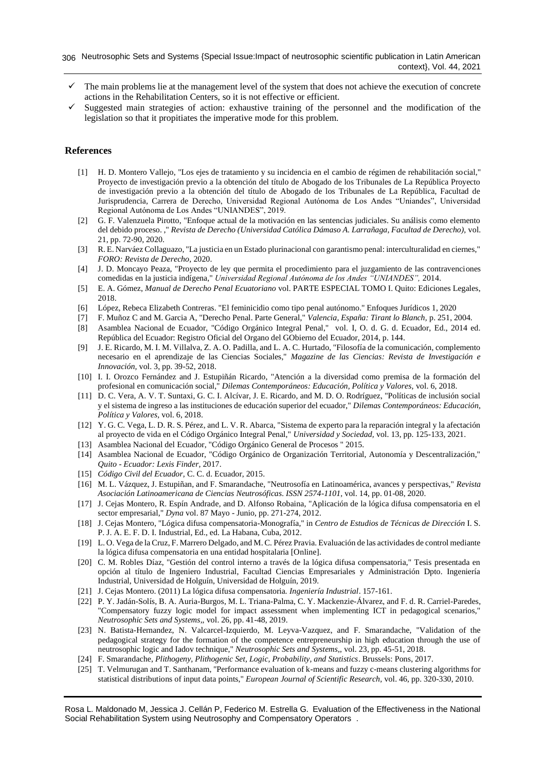- ✓ The main problems lie at the management level of the system that does not achieve the execution of concrete actions in the Rehabilitation Centers, so it is not effective or efficient.
- ✓ Suggested main strategies of action: exhaustive training of the personnel and the modification of the legislation so that it propitiates the imperative mode for this problem.

## References

[1] H. D. Montero Vallejo, "Los ejes de tratamiento y su incidencia en el cambio de régimen de rehabilitación social," Proyecto de investigación previo a la obtención del título de Abogado de los Tribunales de La República Proyecto de investigación previo a la obtención del título de Abogado de los Tribunales de La República, Facultad de Jurisprudencia, Carrera de Derecho, Universidad Regional Autónoma de Los Andes "Uniandes", Universidad Regional Autónoma de Los Andes "UNIANDES", 2019.

[2] G. F. Valenzuela Pirotto, "Enfoque actual de la motivación en las sentencias judiciales. Su análisis como elemento del debido proceso. ," *Revista de Derecho (Universidad Católica Dámaso A. Larrañaga, Facultad de Derecho),* vol. 21, pp. 72-90, 2020.

[3] R. E. Narváez Collaguazo, "La justicia en un Estado plurinacional con garantismo penal: interculturalidad en ciernes," *FORO: Revista de Derecho,* 2020.

[4] J. D. Moncayo Peaza, "Proyecto de ley que permita el procedimiento para el juzgamiento de las contravenciones comedidas en la justicia indígena," *Universidad Regional Autónoma de los Andes "UNIANDES",* 2014.

[5] E. A. Gómez, *Manual de Derecho Penal Ecuatoriano* vol. PARTE ESPECIAL TOMO I. Quito: Ediciones Legales, 2018.

[6] López, Rebeca Elizabeth Contreras. "El feminicidio como tipo penal autónomo." Enfoques Jurídicos 1, 2020

[7] F. Muñoz C and M. Garcia A, "Derecho Penal. Parte General," *Valencia, España: Tirant lo Blanch,* p. 251, 2004.

[8] Asamblea Nacional de Ecuador, "Código Orgánico Integral Penal," vol. I, O. d. G. d. Ecuador, Ed., 2014 ed. República del Ecuador: Registro Oficial del Organo del GObierno del Ecuador, 2014, p. 144.

[9] J. E. Ricardo, M. I. M. Villalva, Z. A. O. Padilla, and L. A. C. Hurtado, "Filosofía de la comunicación, complemento necesario en el aprendizaje de las Ciencias Sociales," *Magazine de las Ciencias: Revista de Investigación e Innovación,* vol. 3, pp. 39-52, 2018.

[10] I. I. Orozco Fernández and J. Estupiñán Ricardo, "Atención a la diversidad como premisa de la formación del profesional en comunicación social," *Dilemas Contemporáneos: Educación, Política y Valores,* vol. 6, 2018.

[11] D. C. Vera, A. V. T. Suntaxi, G. C. I. Alcívar, J. E. Ricardo, and M. D. O. Rodríguez, "Políticas de inclusión social y el sistema de ingreso a las instituciones de educación superior del ecuador," *Dilemas Contemporáneos: Educación, Política y Valores,* vol. 6, 2018.

[12] Y. G. C. Vega, L. D. R. S. Pérez, and L. V. R. Abarca, "Sistema de experto para la reparación integral y la afectación al proyecto de vida en el Código Orgánico Integral Penal," *Universidad y Sociedad,* vol. 13, pp. 125-133, 2021.

[13] Asamblea Nacional del Ecuador, "Código Orgánico General de Procesos " 2015.

[14] Asamblea Nacional de Ecuador, "Código Orgánico de Organización Territorial, Autonomía y Descentralización," *Quito - Ecuador: Lexis Finder,* 2017.

[15] *Código Civil del Ecuador,* C. C. d. Ecuador, 2015.

[16] M. L. Vázquez, J. Estupiñan, and F. Smarandache, "Neutrosofía en Latinoamérica, avances y perspectivas," *Revista Asociación Latinoamericana de Ciencias Neutrosóficas. ISSN 2574-1101,* vol. 14, pp. 01-08, 2020.

[17] J. Cejas Montero, R. Espín Andrade, and D. Alfonso Robaina, "Aplicación de la lógica difusa compensatoria en el sector empresarial," *Dyna* vol. 87 Mayo - Junio, pp. 271-274, 2012.

[18] J. Cejas Montero, "Lógica difusa compensatoria-Monografía," in *Centro de Estudios de Técnicas de Dirección* I. S. P. J. A. E. F. D. I. Industrial, Ed., ed. La Habana, Cuba, 2012.

[19] L. O. Vega de la Cruz, F. Marrero Delgado, and M. C. Pérez Pravia. Evaluación de las actividades de control mediante la lógica difusa compensatoria en una entidad hospitalaria [Online].

[20] C. M. Robles Díaz, "Gestión del control interno a través de la lógica difusa compensatoria," Tesis presentada en opción al título de Ingeniero Industrial, Facultad Ciencias Empresariales y Administración Dpto. Ingeniería Industrial, Universidad de Holguín, Universidad de Holguín, 2019.

[21] J. Cejas Montero. (2011) La lógica difusa compensatoria. *Ingeniería Industrial*. 157-161.

[22] P. Y. Jadán-Solís, B. A. Auria-Burgos, M. L. Triana-Palma, C. Y. Mackenzie-Álvarez, and F. d. R. Carriel-Paredes, "Compensatory fuzzy logic model for impact assessment when implementing ICT in pedagogical scenarios," *Neutrosophic Sets and Systems,,* vol. 26, pp. 41-48, 2019.

[23] N. Batista-Hernandez, N. Valcarcel-Izquierdo, M. Leyva-Vazquez, and F. Smarandache, "Validation of the pedagogical strategy for the formation of the competence entrepreneurship in high education through the use of neutrosophic logic and Iadov technique," *Neutrosophic Sets and Systems,,* vol. 23, pp. 45-51, 2018.

[24] F. Smarandache, *Plithogeny, Plithogenic Set, Logic, Probability, and Statistics*. Brussels: Pons, 2017.

[25] T. Velmurugan and T. Santhanam, "Performance evaluation of k-means and fuzzy c-means clustering algorithms for statistical distributions of input data points," *European Journal of Scientific Research,* vol. 46, pp. 320-330, 2010.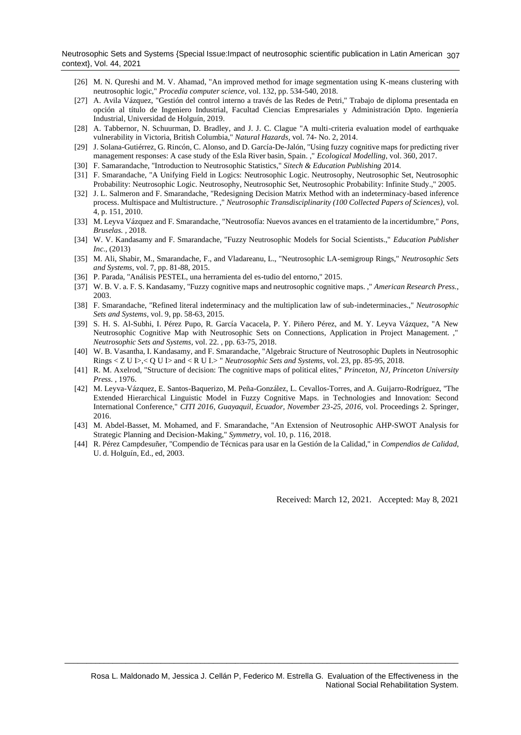[26] M. N. Qureshi and M. V. Ahamad, "An improved method for image segmentation using K-means clustering with neutrosophic logic," *Procedia computer science,* vol. 132, pp. 534-540, 2018.

[27] A. Avila Vázquez, "Gestión del control interno a través de las Redes de Petri," Trabajo de diploma presentada en opción al título de Ingeniero Industrial, Facultad Ciencias Empresariales y Administración Dpto. Ingeniería Industrial, Universidad de Holguín, 2019.

[28] A. Tabbernor, N. Schuurman, D. Bradley, and J. J. C. Clague "A multi-criteria evaluation model of earthquake vulnerability in Victoria, British Columbia," *Natural Hazards,* vol. 74- No. 2, 2014.

[29] J. Solana-Gutiérrez, G. Rincón, C. Alonso, and D. García-De-Jalón, "Using fuzzy cognitive maps for predicting river management responses: A case study of the Esla River basin, Spain. ," *Ecological Modelling,* vol. 360, 2017.

[30] F. Samarandache, "Introduction to Neutrosophic Statistics," *Sitech & Education Publishing* 2014.

[31] F. Smarandache, "A Unifying Field in Logics: Neutrosophic Logic. Neutrosophy, Neutrosophic Set, Neutrosophic Probability: Neutrosophic Logic. Neutrosophy, Neutrosophic Set, Neutrosophic Probability: Infinite Study.," 2005.

[32] J. L. Salmeron and F. Smarandache, "Redesigning Decision Matrix Method with an indeterminacy-based inference process. Multispace and Multistructure. ," *Neutrosophic Transdisciplinarity (100 Collected Papers of Sciences),* vol. 4, p. 151, 2010.

[33] M. Leyva Vázquez and F. Smarandache, "Neutrosofía: Nuevos avances en el tratamiento de la incertidumbre," *Pons, Bruselas.* , 2018.

[34] W. V. Kandasamy and F. Smarandache, "Fuzzy Neutrosophic Models for Social Scientists.," *Education Publisher Inc.,* (2013)

[35] M. Ali, Shabir, M., Smarandache, F., and Vladareanu, L., "Neutrosophic LA-semigroup Rings," *Neutrosophic Sets and Systems,* vol. 7, pp. 81-88, 2015.

[36] P. Parada, "Análisis PESTEL, una herramienta del es-tudio del entorno," 2015.

[37] W. B. V. a. F. S. Kandasamy, "Fuzzy cognitive maps and neutrosophic cognitive maps. ," *American Research Press.,* 2003.

[38] F. Smarandache, "Refined literal indeterminacy and the multiplication law of sub-indeterminacies.," *Neutrosophic Sets and Systems,* vol. 9, pp. 58-63, 2015.

[39] S. H. S. Al-Subhi, I. Pérez Pupo, R. García Vacacela, P. Y. Piñero Pérez, and M. Y. Leyva Vázquez, "A New Neutrosophic Cognitive Map with Neutrosophic Sets on Connections, Application in Project Management. ," *Neutrosophic Sets and Systems,* vol. 22. , pp. 63-75, 2018.

[40] W. B. Vasantha, I. Kandasamy, and F. Smarandache, "Algebraic Structure of Neutrosophic Duplets in Neutrosophic Rings < Z U I>,< Q U I> and < R U I.> " *Neutrosophic Sets and Systems,* vol. 23, pp. 85-95, 2018.

[41] R. M. Axelrod, "Structure of decision: The cognitive maps of political elites," *Princeton, NJ, Princeton University Press.* , 1976.

[42] M. Leyva-Vázquez, E. Santos-Baquerizo, M. Peña-González, L. Cevallos-Torres, and A. Guijarro-Rodríguez, "The Extended Hierarchical Linguistic Model in Fuzzy Cognitive Maps. in Technologies and Innovation: Second International Conference," *CITI 2016, Guayaquil, Ecuador, November 23-25, 2016,* vol. Proceedings 2. Springer, 2016.

[43] M. Abdel-Basset, M. Mohamed, and F. Smarandache, "An Extension of Neutrosophic AHP-SWOT Analysis for Strategic Planning and Decision-Making," *Symmetry,* vol. 10, p. 116, 2018.

[44] R. Pérez Campdesuñer, "Compendio de Técnicas para usar en la Gestión de la Calidad," in *Compendios de Calidad,* U. d. Holguín, Ed., ed, 2003.

Received: March 12, 2021. Accepted: May 8, 2021